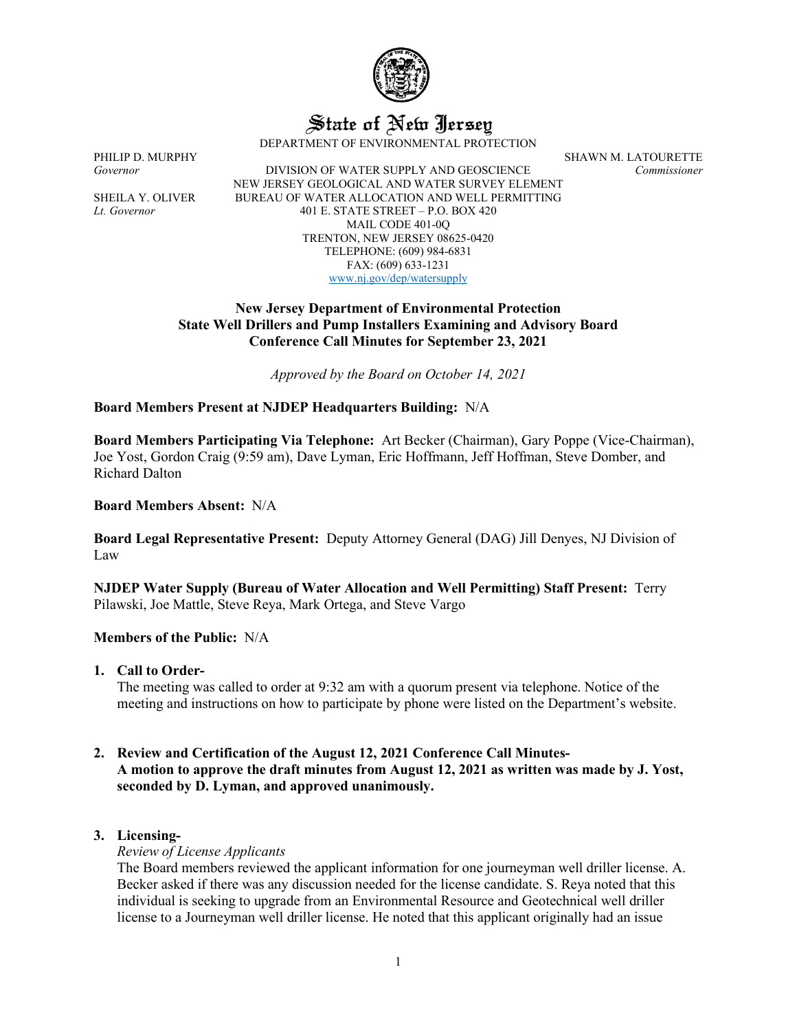# State of New Jersey

DEPARTMENT OF ENVIRONMENTAL PROTECTION

PHILIP D. MURPHY
*Governor*

SHEILA Y. OLIVER
*Lt. Governor*

DIVISION OF WATER SUPPLY AND GEOSCIENCE
NEW JERSEY GEOLOGICAL AND WATER SURVEY ELEMENT
BUREAU OF WATER ALLOCATION AND WELL PERMITTING
401 E. STATE STREET – P.O. BOX 420
MAIL CODE 401-0Q
TRENTON, NEW JERSEY 08625-0420
TELEPHONE: (609) 984-6831
FAX: (609) 633-1231
www.nj.gov/dep/watersupply

SHAWN M. LATOURETTE
*Commissioner*

**New Jersey Department of Environmental Protection**
**State Well Drillers and Pump Installers Examining and Advisory Board**
**Conference Call Minutes for September 23, 2021**

*Approved by the Board on October 14, 2021*

**Board Members Present at NJDEP Headquarters Building:** N/A

**Board Members Participating Via Telephone:** Art Becker (Chairman), Gary Poppe (Vice-Chairman), Joe Yost, Gordon Craig (9:59 am), Dave Lyman, Eric Hoffmann, Jeff Hoffman, Steve Domber, and Richard Dalton

**Board Members Absent:** N/A

**Board Legal Representative Present:** Deputy Attorney General (DAG) Jill Denyes, NJ Division of Law

**NJDEP Water Supply (Bureau of Water Allocation and Well Permitting) Staff Present:** Terry Pilawski, Joe Mattle, Steve Reya, Mark Ortega, and Steve Vargo

**Members of the Public:** N/A

1. **Call to Order-**
   The meeting was called to order at 9:32 am with a quorum present via telephone. Notice of the meeting and instructions on how to participate by phone were listed on the Department's website.

2. **Review and Certification of the August 12, 2021 Conference Call Minutes-**
   **A motion to approve the draft minutes from August 12, 2021 as written was made by J. Yost, seconded by D. Lyman, and approved unanimously.**

3. **Licensing-**
   *Review of License Applicants*
   The Board members reviewed the applicant information for one journeyman well driller license. A. Becker asked if there was any discussion needed for the license candidate. S. Reya noted that this individual is seeking to upgrade from an Environmental Resource and Geotechnical well driller license to a Journeyman well driller license. He noted that this applicant originally had an issue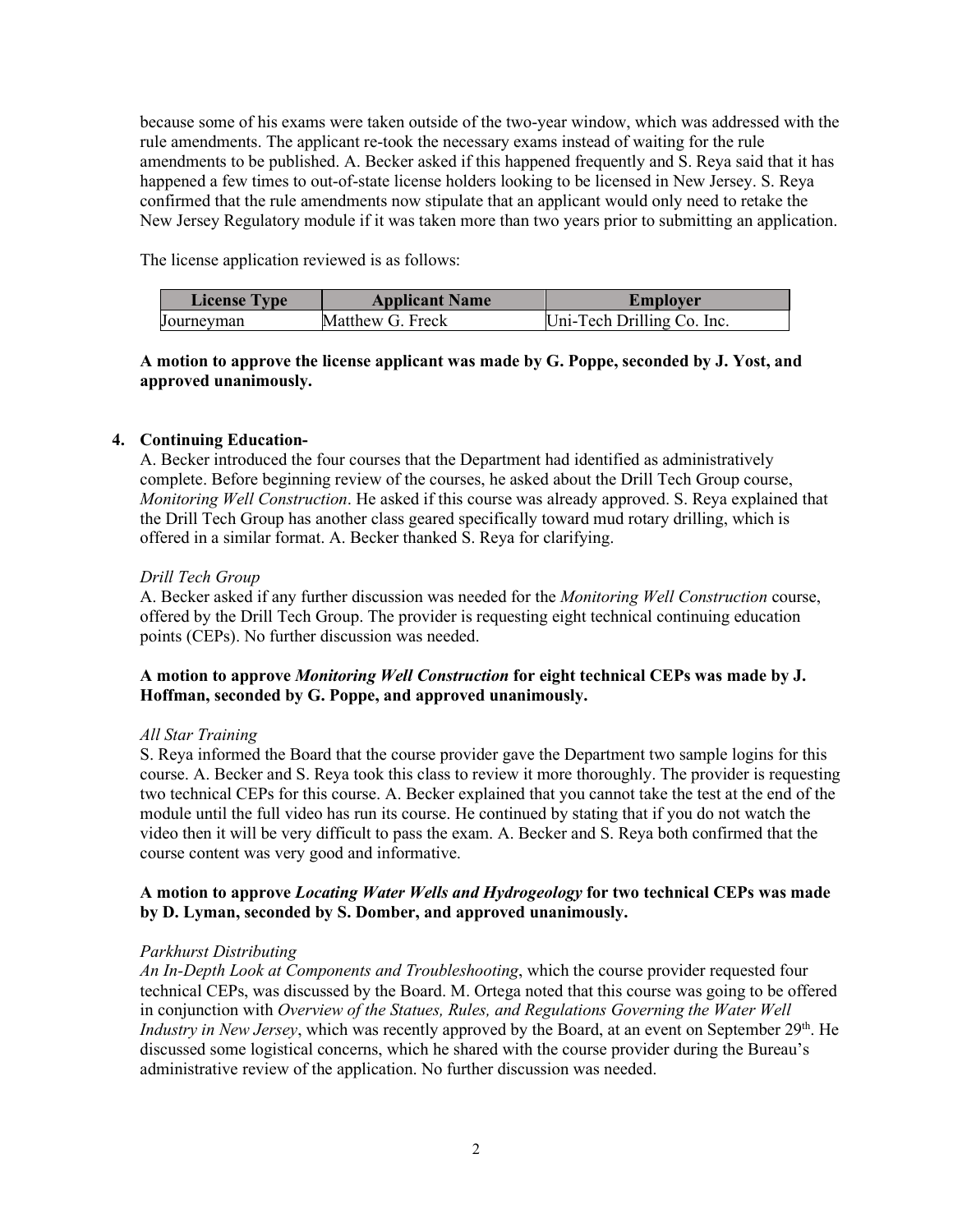because some of his exams were taken outside of the two-year window, which was addressed with the rule amendments. The applicant re-took the necessary exams instead of waiting for the rule amendments to be published. A. Becker asked if this happened frequently and S. Reya said that it has happened a few times to out-of-state license holders looking to be licensed in New Jersey. S. Reya confirmed that the rule amendments now stipulate that an applicant would only need to retake the New Jersey Regulatory module if it was taken more than two years prior to submitting an application.

The license application reviewed is as follows:

| License Type | Applicant Name | Employer |
|---|---|---|
| Journeyman | Matthew G. Freck | Uni-Tech Drilling Co. Inc. |

**A motion to approve the license applicant was made by G. Poppe, seconded by J. Yost, and approved unanimously.**

**4. Continuing Education-**

A. Becker introduced the four courses that the Department had identified as administratively complete. Before beginning review of the courses, he asked about the Drill Tech Group course, *Monitoring Well Construction*. He asked if this course was already approved. S. Reya explained that the Drill Tech Group has another class geared specifically toward mud rotary drilling, which is offered in a similar format. A. Becker thanked S. Reya for clarifying.

*Drill Tech Group*

A. Becker asked if any further discussion was needed for the *Monitoring Well Construction* course, offered by the Drill Tech Group. The provider is requesting eight technical continuing education points (CEPs). No further discussion was needed.

**A motion to approve *Monitoring Well Construction* for eight technical CEPs was made by J. Hoffman, seconded by G. Poppe, and approved unanimously.**

*All Star Training*

S. Reya informed the Board that the course provider gave the Department two sample logins for this course. A. Becker and S. Reya took this class to review it more thoroughly. The provider is requesting two technical CEPs for this course. A. Becker explained that you cannot take the test at the end of the module until the full video has run its course. He continued by stating that if you do not watch the video then it will be very difficult to pass the exam. A. Becker and S. Reya both confirmed that the course content was very good and informative.

**A motion to approve *Locating Water Wells and Hydrogeology* for two technical CEPs was made by D. Lyman, seconded by S. Domber, and approved unanimously.**

*Parkhurst Distributing*

*An In-Depth Look at Components and Troubleshooting*, which the course provider requested four technical CEPs, was discussed by the Board. M. Ortega noted that this course was going to be offered in conjunction with *Overview of the Statues, Rules, and Regulations Governing the Water Well Industry in New Jersey*, which was recently approved by the Board, at an event on September 29th. He discussed some logistical concerns, which he shared with the course provider during the Bureau's administrative review of the application. No further discussion was needed.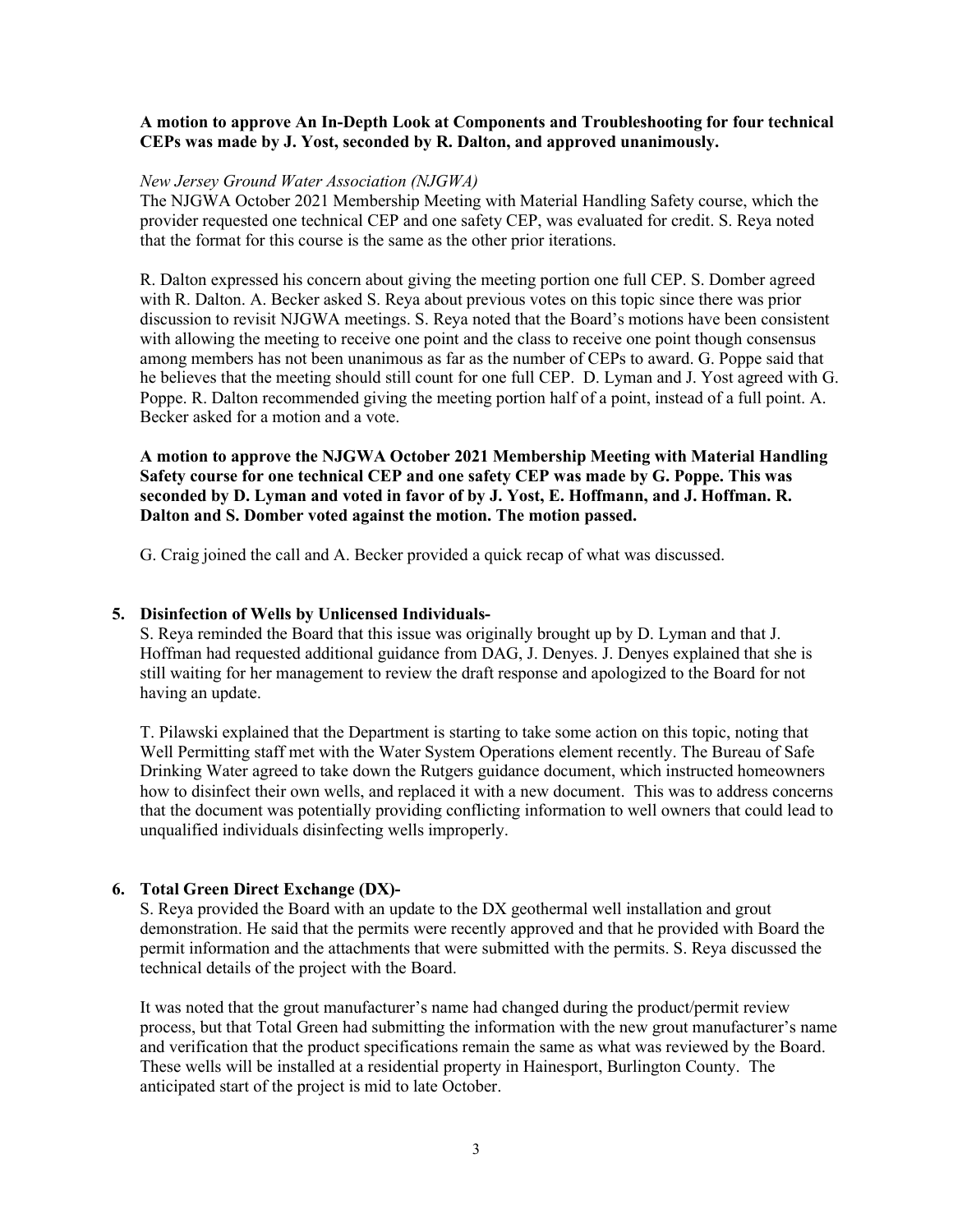**A motion to approve An In-Depth Look at Components and Troubleshooting for four technical CEPs was made by J. Yost, seconded by R. Dalton, and approved unanimously.**

*New Jersey Ground Water Association (NJGWA)*

The NJGWA October 2021 Membership Meeting with Material Handling Safety course, which the provider requested one technical CEP and one safety CEP, was evaluated for credit. S. Reya noted that the format for this course is the same as the other prior iterations.

R. Dalton expressed his concern about giving the meeting portion one full CEP. S. Domber agreed with R. Dalton. A. Becker asked S. Reya about previous votes on this topic since there was prior discussion to revisit NJGWA meetings. S. Reya noted that the Board's motions have been consistent with allowing the meeting to receive one point and the class to receive one point though consensus among members has not been unanimous as far as the number of CEPs to award. G. Poppe said that he believes that the meeting should still count for one full CEP. D. Lyman and J. Yost agreed with G. Poppe. R. Dalton recommended giving the meeting portion half of a point, instead of a full point. A. Becker asked for a motion and a vote.

**A motion to approve the NJGWA October 2021 Membership Meeting with Material Handling Safety course for one technical CEP and one safety CEP was made by G. Poppe. This was seconded by D. Lyman and voted in favor of by J. Yost, E. Hoffmann, and J. Hoffman. R. Dalton and S. Domber voted against the motion. The motion passed.**

G. Craig joined the call and A. Becker provided a quick recap of what was discussed.

**5. Disinfection of Wells by Unlicensed Individuals-**

S. Reya reminded the Board that this issue was originally brought up by D. Lyman and that J. Hoffman had requested additional guidance from DAG, J. Denyes. J. Denyes explained that she is still waiting for her management to review the draft response and apologized to the Board for not having an update.

T. Pilawski explained that the Department is starting to take some action on this topic, noting that Well Permitting staff met with the Water System Operations element recently. The Bureau of Safe Drinking Water agreed to take down the Rutgers guidance document, which instructed homeowners how to disinfect their own wells, and replaced it with a new document. This was to address concerns that the document was potentially providing conflicting information to well owners that could lead to unqualified individuals disinfecting wells improperly.

**6. Total Green Direct Exchange (DX)-**

S. Reya provided the Board with an update to the DX geothermal well installation and grout demonstration. He said that the permits were recently approved and that he provided with Board the permit information and the attachments that were submitted with the permits. S. Reya discussed the technical details of the project with the Board.

It was noted that the grout manufacturer's name had changed during the product/permit review process, but that Total Green had submitting the information with the new grout manufacturer's name and verification that the product specifications remain the same as what was reviewed by the Board. These wells will be installed at a residential property in Hainesport, Burlington County. The anticipated start of the project is mid to late October.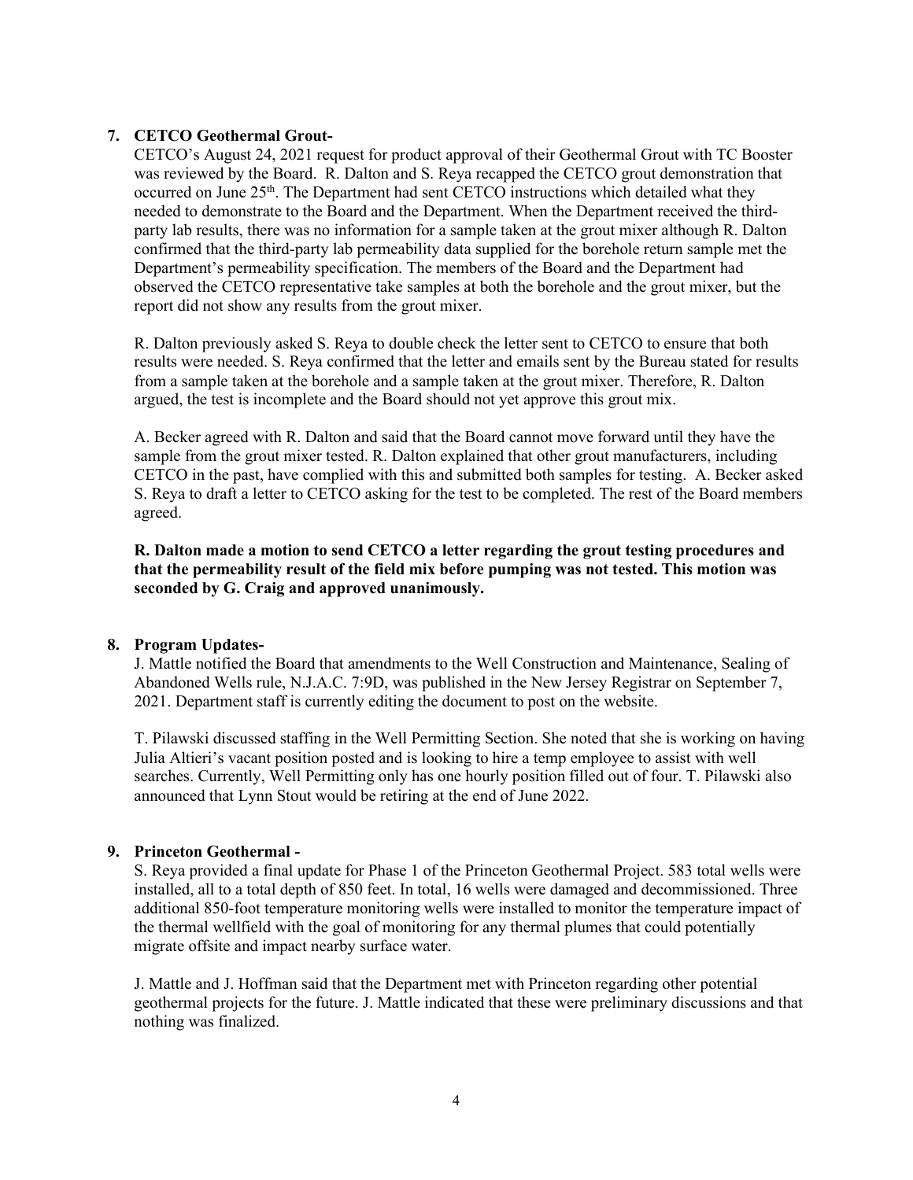7. **CETCO Geothermal Grout-**

CETCO's August 24, 2021 request for product approval of their Geothermal Grout with TC Booster was reviewed by the Board. R. Dalton and S. Reya recapped the CETCO grout demonstration that occurred on June 25th. The Department had sent CETCO instructions which detailed what they needed to demonstrate to the Board and the Department. When the Department received the third-party lab results, there was no information for a sample taken at the grout mixer although R. Dalton confirmed that the third-party lab permeability data supplied for the borehole return sample met the Department's permeability specification. The members of the Board and the Department had observed the CETCO representative take samples at both the borehole and the grout mixer, but the report did not show any results from the grout mixer.

R. Dalton previously asked S. Reya to double check the letter sent to CETCO to ensure that both results were needed. S. Reya confirmed that the letter and emails sent by the Bureau stated for results from a sample taken at the borehole and a sample taken at the grout mixer. Therefore, R. Dalton argued, the test is incomplete and the Board should not yet approve this grout mix.

A. Becker agreed with R. Dalton and said that the Board cannot move forward until they have the sample from the grout mixer tested. R. Dalton explained that other grout manufacturers, including CETCO in the past, have complied with this and submitted both samples for testing. A. Becker asked S. Reya to draft a letter to CETCO asking for the test to be completed. The rest of the Board members agreed.

**R. Dalton made a motion to send CETCO a letter regarding the grout testing procedures and that the permeability result of the field mix before pumping was not tested. This motion was seconded by G. Craig and approved unanimously.**

8. **Program Updates-**

J. Mattle notified the Board that amendments to the Well Construction and Maintenance, Sealing of Abandoned Wells rule, N.J.A.C. 7:9D, was published in the New Jersey Registrar on September 7, 2021. Department staff is currently editing the document to post on the website.

T. Pilawski discussed staffing in the Well Permitting Section. She noted that she is working on having Julia Altieri's vacant position posted and is looking to hire a temp employee to assist with well searches. Currently, Well Permitting only has one hourly position filled out of four. T. Pilawski also announced that Lynn Stout would be retiring at the end of June 2022.

9. **Princeton Geothermal -**

S. Reya provided a final update for Phase 1 of the Princeton Geothermal Project. 583 total wells were installed, all to a total depth of 850 feet. In total, 16 wells were damaged and decommissioned. Three additional 850-foot temperature monitoring wells were installed to monitor the temperature impact of the thermal wellfield with the goal of monitoring for any thermal plumes that could potentially migrate offsite and impact nearby surface water.

J. Mattle and J. Hoffman said that the Department met with Princeton regarding other potential geothermal projects for the future. J. Mattle indicated that these were preliminary discussions and that nothing was finalized.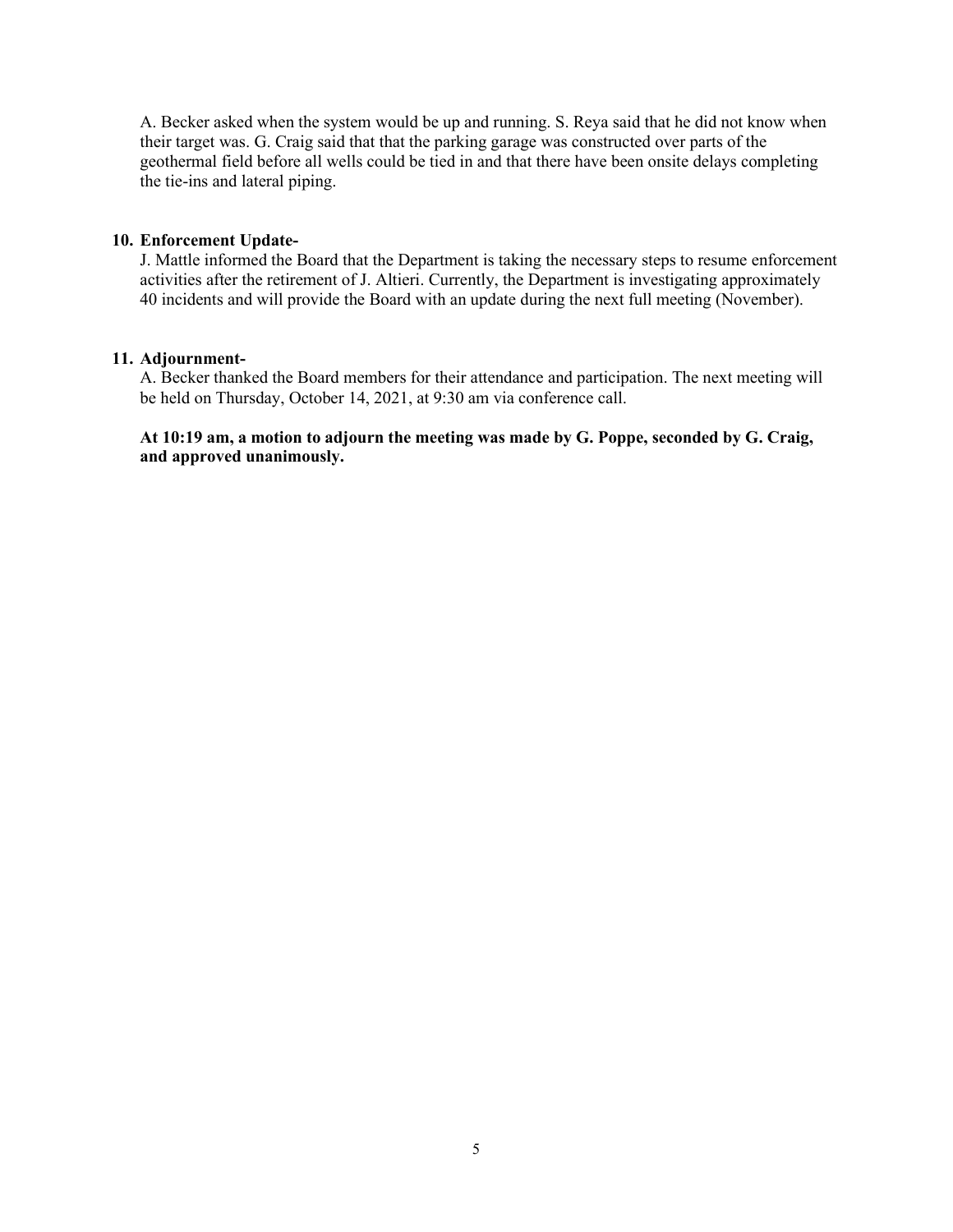A. Becker asked when the system would be up and running. S. Reya said that he did not know when their target was. G. Craig said that that the parking garage was constructed over parts of the geothermal field before all wells could be tied in and that there have been onsite delays completing the tie-ins and lateral piping.

**10. Enforcement Update-**

J. Mattle informed the Board that the Department is taking the necessary steps to resume enforcement activities after the retirement of J. Altieri. Currently, the Department is investigating approximately 40 incidents and will provide the Board with an update during the next full meeting (November).

**11. Adjournment-**

A. Becker thanked the Board members for their attendance and participation. The next meeting will be held on Thursday, October 14, 2021, at 9:30 am via conference call.

**At 10:19 am, a motion to adjourn the meeting was made by G. Poppe, seconded by G. Craig, and approved unanimously.**